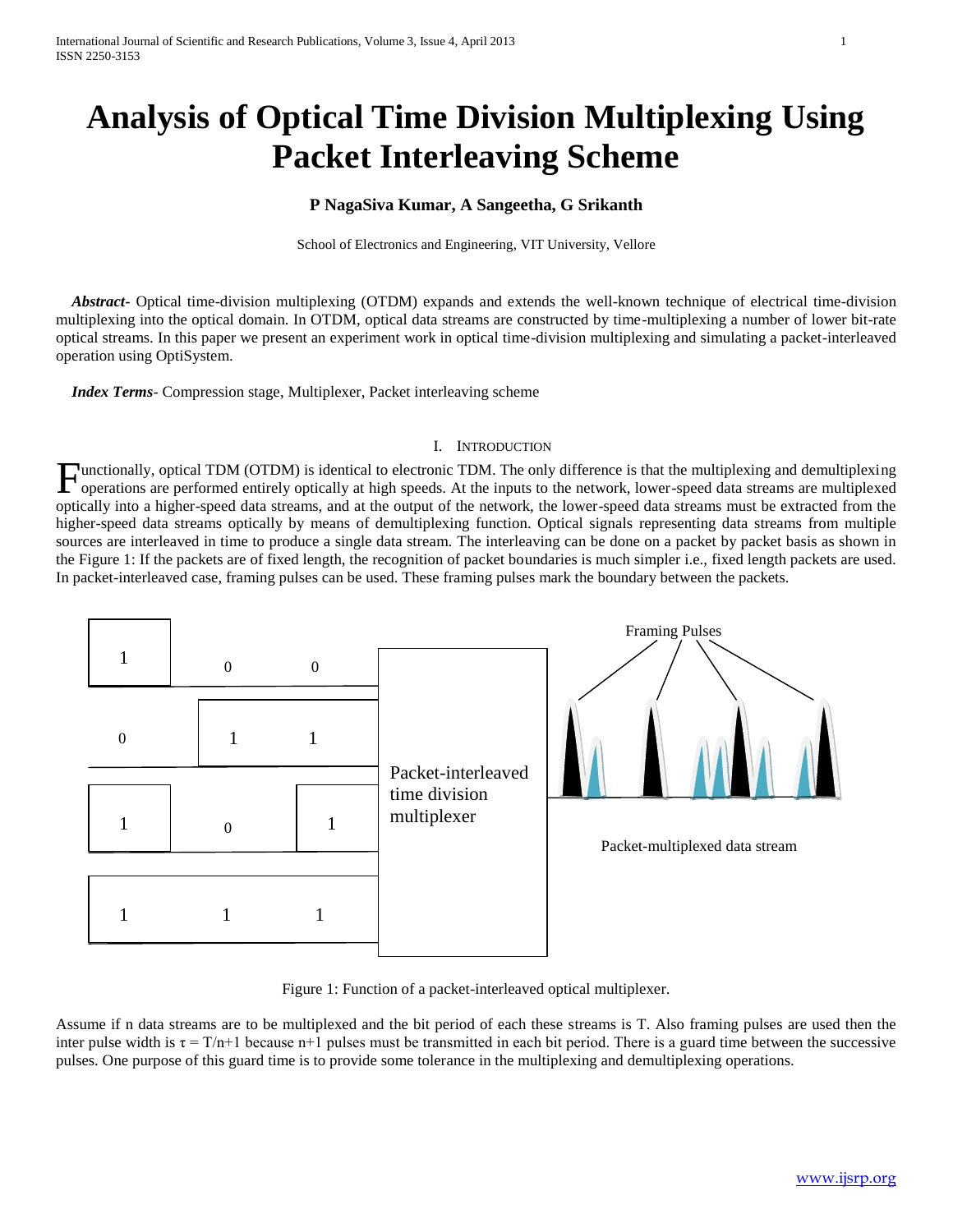# Analysis of Optical Time Division Multiplexing Using Packet Interleaving Scheme

**P NagaSiva Kumar, A Sangeetha, G Srikanth**

School of Electronics and Engineering, VIT University, Vellore

***Abstract-*** Optical time-division multiplexing (OTDM) expands and extends the well-known technique of electrical time-division multiplexing into the optical domain. In OTDM, optical data streams are constructed by time-multiplexing a number of lower bit-rate optical streams. In this paper we present an experiment work in optical time-division multiplexing and simulating a packet-interleaved operation using OptiSystem.

***Index Terms*-** Compression stage, Multiplexer, Packet interleaving scheme

## I. Introduction

Functionally, optical TDM (OTDM) is identical to electronic TDM. The only difference is that the multiplexing and demultiplexing operations are performed entirely optically at high speeds. At the inputs to the network, lower-speed data streams are multiplexed optically into a higher-speed data streams, and at the output of the network, the lower-speed data streams must be extracted from the higher-speed data streams optically by means of demultiplexing function. Optical signals representing data streams from multiple sources are interleaved in time to produce a single data stream. The interleaving can be done on a packet by packet basis as shown in the Figure 1: If the packets are of fixed length, the recognition of packet boundaries is much simpler i.e., fixed length packets are used. In packet-interleaved case, framing pulses can be used. These framing pulses mark the boundary between the packets.

Figure 1: Function of a packet-interleaved optical multiplexer.

Assume if n data streams are to be multiplexed and the bit period of each these streams is T. Also framing pulses are used then the inter pulse width is $\tau = T/n+1$ because n+1 pulses must be transmitted in each bit period. There is a guard time between the successive pulses. One purpose of this guard time is to provide some tolerance in the multiplexing and demultiplexing operations.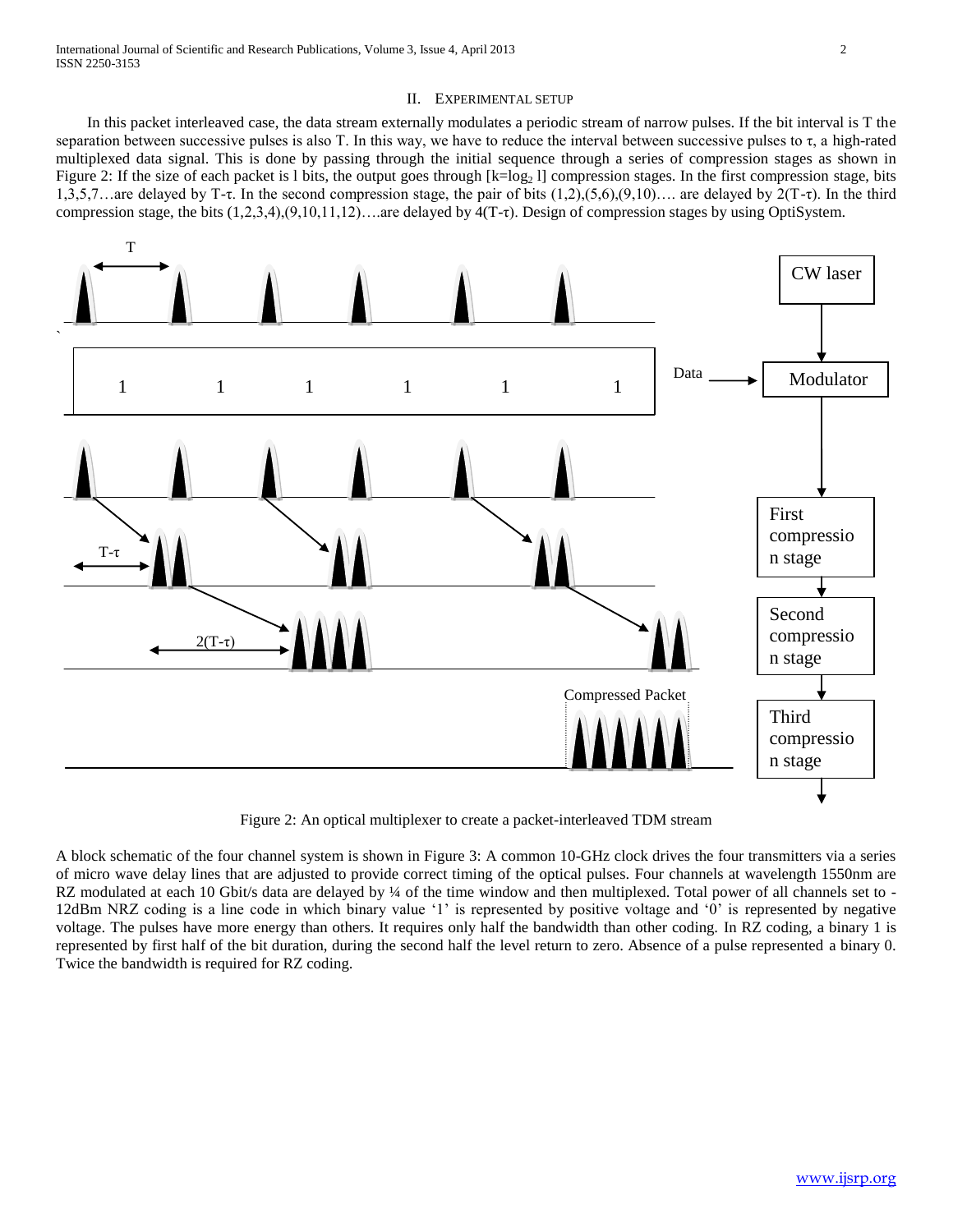## II. Experimental Setup

In this packet interleaved case, the data stream externally modulates a periodic stream of narrow pulses. If the bit interval is T the separation between successive pulses is also T. In this way, we have to reduce the interval between successive pulses to τ, a high-rated multiplexed data signal. This is done by passing through the initial sequence through a series of compression stages as shown in Figure 2: If the size of each packet is l bits, the output goes through [$k=\log_2 l$] compression stages. In the first compression stage, bits 1,3,5,7…are delayed by T-τ. In the second compression stage, the pair of bits (1,2),(5,6),(9,10)…. are delayed by 2(T-τ). In the third compression stage, the bits (1,2,3,4),(9,10,11,12)….are delayed by 4(T-τ). Design of compression stages by using OptiSystem.

Figure 2: An optical multiplexer to create a packet-interleaved TDM stream

A block schematic of the four channel system is shown in Figure 3: A common 10-GHz clock drives the four transmitters via a series of micro wave delay lines that are adjusted to provide correct timing of the optical pulses. Four channels at wavelength 1550nm are RZ modulated at each 10 Gbit/s data are delayed by ¼ of the time window and then multiplexed. Total power of all channels set to -12dBm NRZ coding is a line code in which binary value '1' is represented by positive voltage and '0' is represented by negative voltage. The pulses have more energy than others. It requires only half the bandwidth than other coding. In RZ coding, a binary 1 is represented by first half of the bit duration, during the second half the level return to zero. Absence of a pulse represented a binary 0. Twice the bandwidth is required for RZ coding.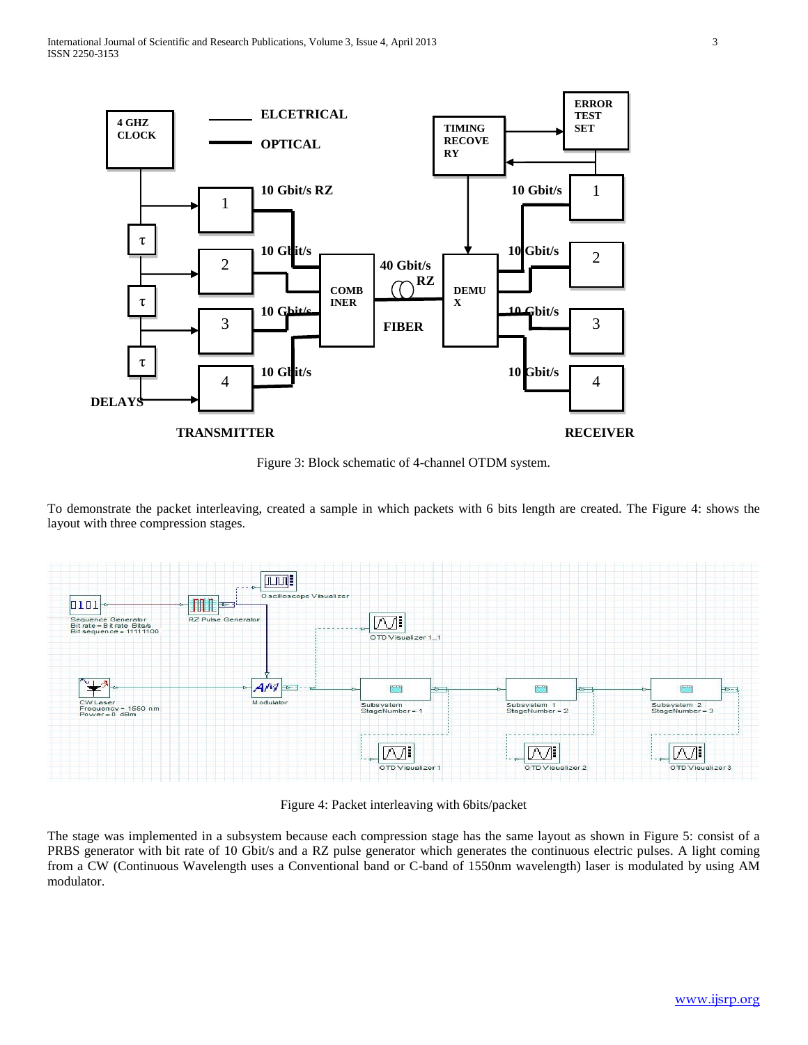Figure 3: Block schematic of 4-channel OTDM system.

To demonstrate the packet interleaving, created a sample in which packets with 6 bits length are created. The Figure 4: shows the layout with three compression stages.

Figure 4: Packet interleaving with 6bits/packet

The stage was implemented in a subsystem because each compression stage has the same layout as shown in Figure 5: consist of a PRBS generator with bit rate of 10 Gbit/s and a RZ pulse generator which generates the continuous electric pulses. A light coming from a CW (Continuous Wavelength uses a Conventional band or C-band of 1550nm wavelength) laser is modulated by using AM modulator.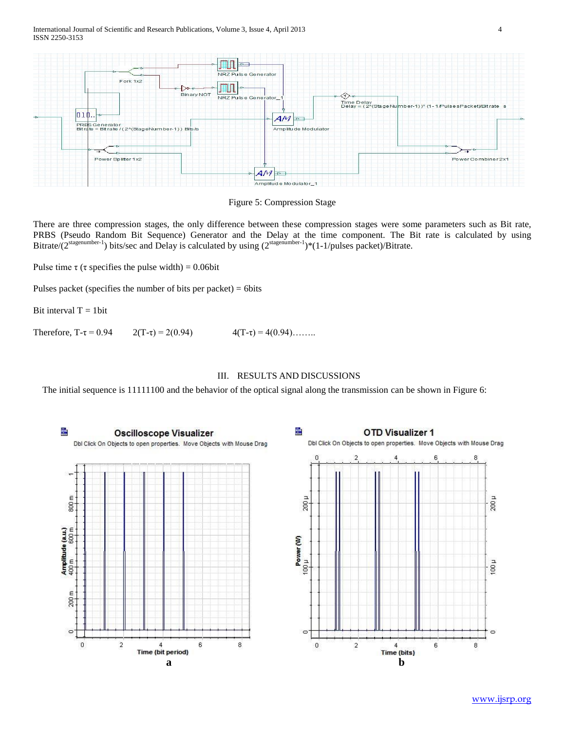Figure 5: Compression Stage

There are three compression stages, the only difference between these compression stages were some parameters such as Bit rate, PRBS (Pseudo Random Bit Sequence) Generator and the Delay at the time component. The Bit rate is calculated by using Bitrate/($2^{\text{stagenumber-1}}$) bits/sec and Delay is calculated by using ($2^{\text{stagenumber-1}}$)*(1-1/pulses packet)/Bitrate.

Pulse time $\tau$ ($\tau$ specifies the pulse width) = 0.06bit

Pulses packet (specifies the number of bits per packet) = 6bits

Bit interval T = 1bit

Therefore, $T-\tau = 0.94$ $\quad 2(T-\tau) = 2(0.94)$ $\quad 4(T-\tau) = 4(0.94)$……..

## III. RESULTS AND DISCUSSIONS

The initial sequence is 11111100 and the behavior of the optical signal along the transmission can be shown in Figure 6:

a

b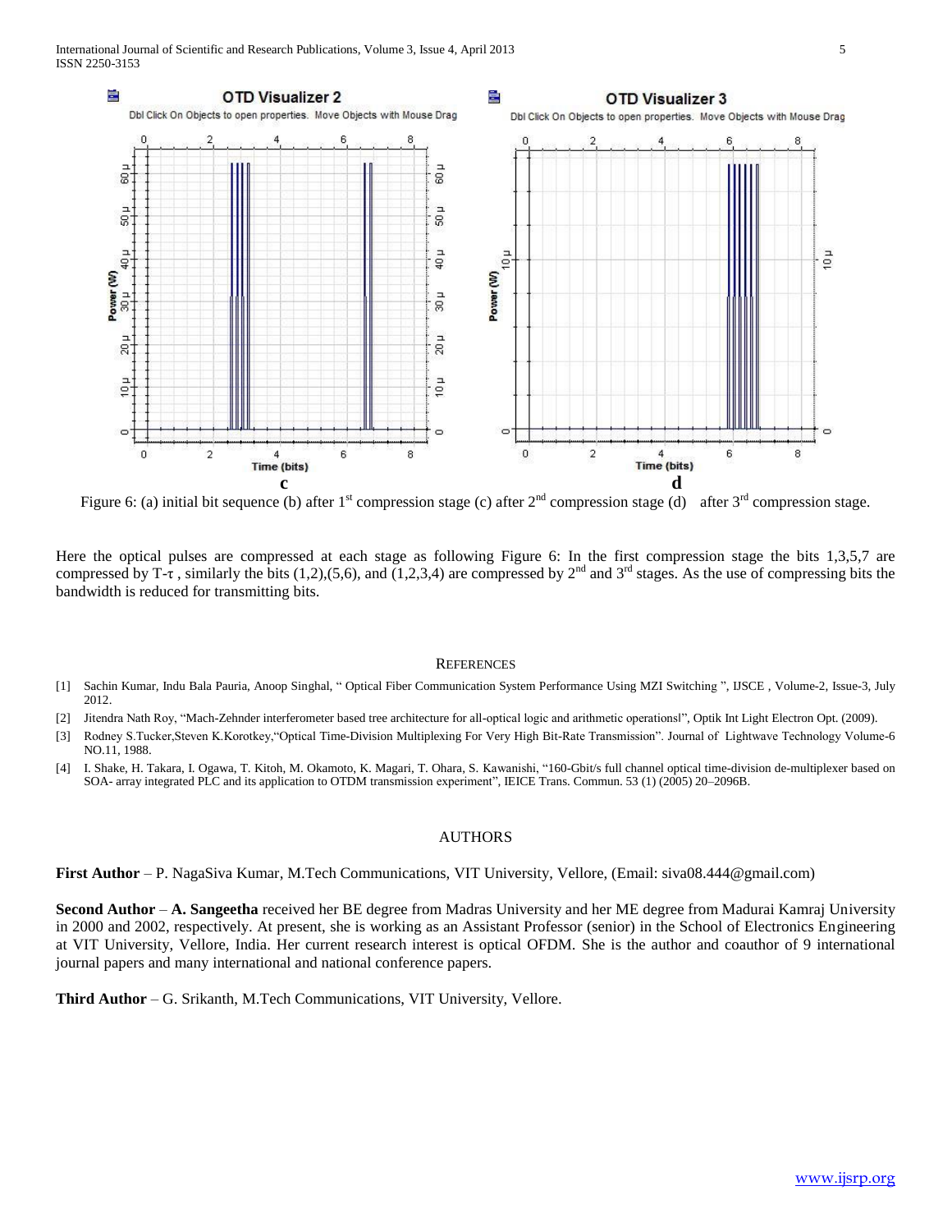OTD Visualizer 2

Dbl Click On Objects to open properties. Move Objects with Mouse Drag

0 2 4 6 8

Power (W)

60 µ 50 µ 40 µ 30 µ 20 µ 10 µ 0

Time (bits)

c

OTD Visualizer 3

Dbl Click On Objects to open properties. Move Objects with Mouse Drag

0 2 4 6 8

Power (W)

10 µ 0

Time (bits)

d

Figure 6: (a) initial bit sequence (b) after 1[st] compression stage (c) after 2[nd] compression stage (d) after 3[rd] compression stage.

Here the optical pulses are compressed at each stage as following Figure 6: In the first compression stage the bits 1,3,5,7 are compressed by T-τ , similarly the bits (1,2),(5,6), and (1,2,3,4) are compressed by 2[nd] and 3[rd] stages. As the use of compressing bits the bandwidth is reduced for transmitting bits.

## REFERENCES

[1] Sachin Kumar, Indu Bala Pauria, Anoop Singhal, " Optical Fiber Communication System Performance Using MZI Switching ", IJSCE , Volume-2, Issue-3, July 2012.

[2] Jitendra Nath Roy, "Mach-Zehnder interferometer based tree architecture for all-optical logic and arithmetic operationsl", Optik Int Light Electron Opt. (2009).

[3] Rodney S.Tucker,Steven K.Korotkey,"Optical Time-Division Multiplexing For Very High Bit-Rate Transmission". Journal of Lightwave Technology Volume-6 NO.11, 1988.

[4] I. Shake, H. Takara, I. Ogawa, T. Kitoh, M. Okamoto, K. Magari, T. Ohara, S. Kawanishi, "160-Gbit/s full channel optical time-division de-multiplexer based on SOA- array integrated PLC and its application to OTDM transmission experiment", IEICE Trans. Commun. 53 (1) (2005) 20–2096B.

## AUTHORS

**First Author** – P. NagaSiva Kumar, M.Tech Communications, VIT University, Vellore, (Email: siva08.444@gmail.com)

**Second Author** – **A. Sangeetha** received her BE degree from Madras University and her ME degree from Madurai Kamraj University in 2000 and 2002, respectively. At present, she is working as an Assistant Professor (senior) in the School of Electronics Engineering at VIT University, Vellore, India. Her current research interest is optical OFDM. She is the author and coauthor of 9 international journal papers and many international and national conference papers.

**Third Author** – G. Srikanth, M.Tech Communications, VIT University, Vellore.